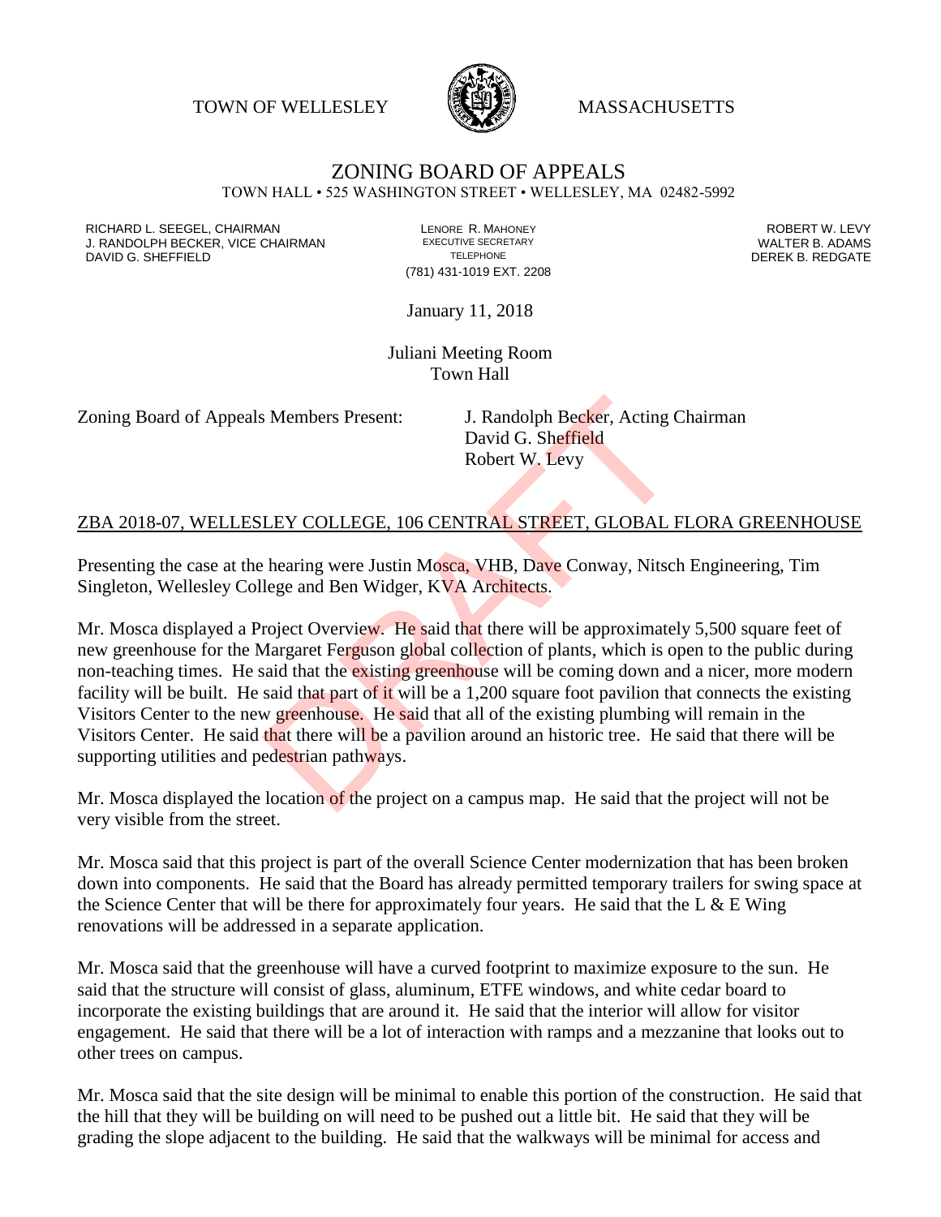TOWN OF WELLESLEY MASSACHUSETTS

# ZONING BOARD OF APPEALS

TOWN HALL • 525 WASHINGTON STREET • WELLESLEY, MA 02482-5992

RICHARD L. SEEGEL, CHAIRMAN
J. RANDOLPH BECKER, VICE CHAIRMAN
DAVID G. SHEFFIELD

LENORE R. MAHONEY
EXECUTIVE SECRETARY
TELEPHONE
(781) 431-1019 EXT. 2208

ROBERT W. LEVY
WALTER B. ADAMS
DEREK B. REDGATE

January 11, 2018

Juliani Meeting Room
Town Hall

Zoning Board of Appeals Members Present: J. Randolph Becker, Acting Chairman
David G. Sheffield
Robert W. Levy

## ZBA 2018-07, WELLESLEY COLLEGE, 106 CENTRAL STREET, GLOBAL FLORA GREENHOUSE

Presenting the case at the hearing were Justin Mosca, VHB, Dave Conway, Nitsch Engineering, Tim Singleton, Wellesley College and Ben Widger, KVA Architects.

Mr. Mosca displayed a Project Overview. He said that there will be approximately 5,500 square feet of new greenhouse for the Margaret Ferguson global collection of plants, which is open to the public during non-teaching times. He said that the existing greenhouse will be coming down and a nicer, more modern facility will be built. He said that part of it will be a 1,200 square foot pavilion that connects the existing Visitors Center to the new greenhouse. He said that all of the existing plumbing will remain in the Visitors Center. He said that there will be a pavilion around an historic tree. He said that there will be supporting utilities and pedestrian pathways.

Mr. Mosca displayed the location of the project on a campus map. He said that the project will not be very visible from the street.

Mr. Mosca said that this project is part of the overall Science Center modernization that has been broken down into components. He said that the Board has already permitted temporary trailers for swing space at the Science Center that will be there for approximately four years. He said that the L & E Wing renovations will be addressed in a separate application.

Mr. Mosca said that the greenhouse will have a curved footprint to maximize exposure to the sun. He said that the structure will consist of glass, aluminum, ETFE windows, and white cedar board to incorporate the existing buildings that are around it. He said that the interior will allow for visitor engagement. He said that there will be a lot of interaction with ramps and a mezzanine that looks out to other trees on campus.

Mr. Mosca said that the site design will be minimal to enable this portion of the construction. He said that the hill that they will be building on will need to be pushed out a little bit. He said that they will be grading the slope adjacent to the building. He said that the walkways will be minimal for access and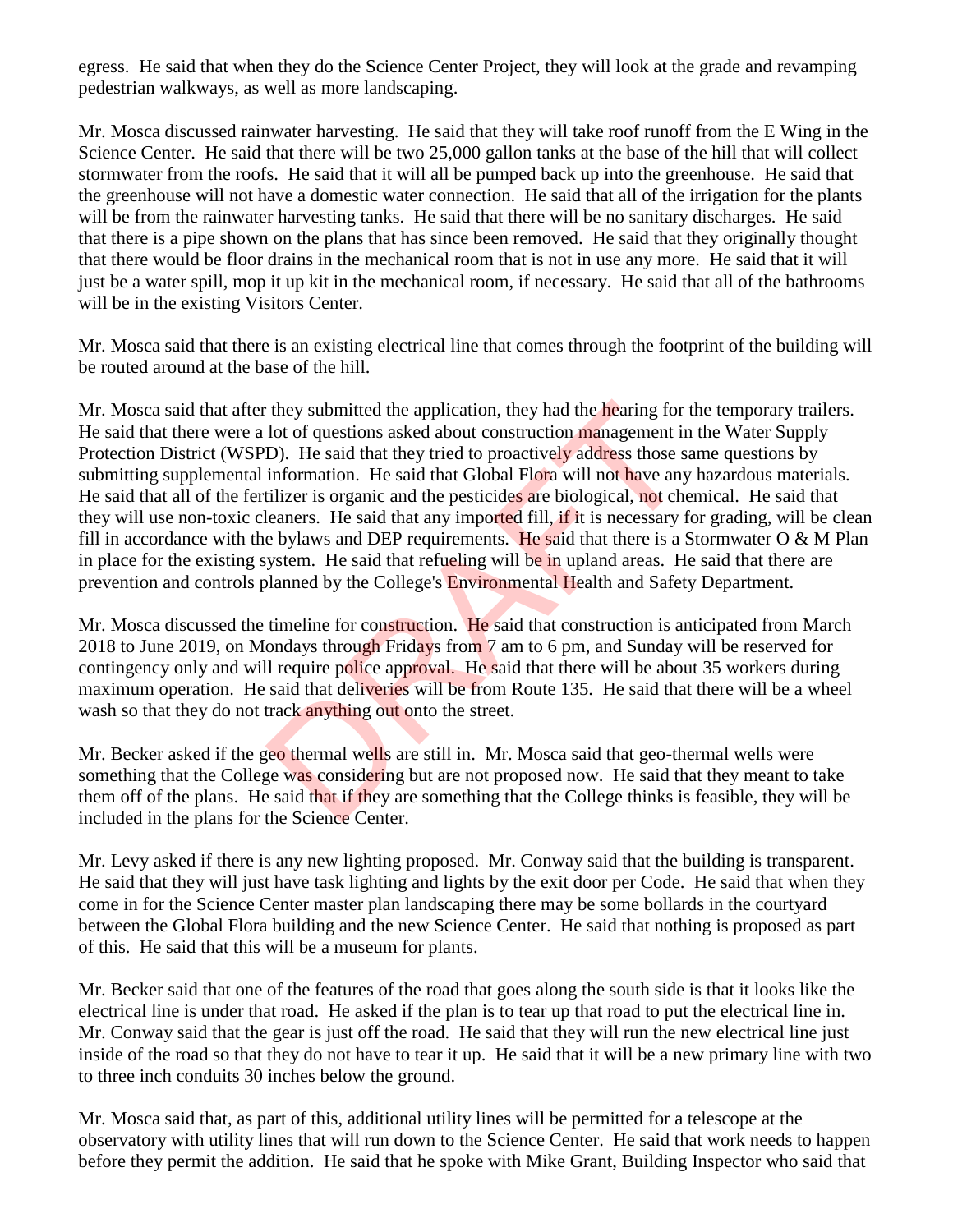egress. He said that when they do the Science Center Project, they will look at the grade and revamping pedestrian walkways, as well as more landscaping.

Mr. Mosca discussed rainwater harvesting. He said that they will take roof runoff from the E Wing in the Science Center. He said that there will be two 25,000 gallon tanks at the base of the hill that will collect stormwater from the roofs. He said that it will all be pumped back up into the greenhouse. He said that the greenhouse will not have a domestic water connection. He said that all of the irrigation for the plants will be from the rainwater harvesting tanks. He said that there will be no sanitary discharges. He said that there is a pipe shown on the plans that has since been removed. He said that they originally thought that there would be floor drains in the mechanical room that is not in use any more. He said that it will just be a water spill, mop it up kit in the mechanical room, if necessary. He said that all of the bathrooms will be in the existing Visitors Center.

Mr. Mosca said that there is an existing electrical line that comes through the footprint of the building will be routed around at the base of the hill.

Mr. Mosca said that after they submitted the application, they had the hearing for the temporary trailers. He said that there were a lot of questions asked about construction management in the Water Supply Protection District (WSPD). He said that they tried to proactively address those same questions by submitting supplemental information. He said that Global Flora will not have any hazardous materials. He said that all of the fertilizer is organic and the pesticides are biological, not chemical. He said that they will use non-toxic cleaners. He said that any imported fill, if it is necessary for grading, will be clean fill in accordance with the bylaws and DEP requirements. He said that there is a Stormwater O & M Plan in place for the existing system. He said that refueling will be in upland areas. He said that there are prevention and controls planned by the College's Environmental Health and Safety Department.

Mr. Mosca discussed the timeline for construction. He said that construction is anticipated from March 2018 to June 2019, on Mondays through Fridays from 7 am to 6 pm, and Sunday will be reserved for contingency only and will require police approval. He said that there will be about 35 workers during maximum operation. He said that deliveries will be from Route 135. He said that there will be a wheel wash so that they do not track anything out onto the street.

Mr. Becker asked if the geo thermal wells are still in. Mr. Mosca said that geo-thermal wells were something that the College was considering but are not proposed now. He said that they meant to take them off of the plans. He said that if they are something that the College thinks is feasible, they will be included in the plans for the Science Center.

Mr. Levy asked if there is any new lighting proposed. Mr. Conway said that the building is transparent. He said that they will just have task lighting and lights by the exit door per Code. He said that when they come in for the Science Center master plan landscaping there may be some bollards in the courtyard between the Global Flora building and the new Science Center. He said that nothing is proposed as part of this. He said that this will be a museum for plants.

Mr. Becker said that one of the features of the road that goes along the south side is that it looks like the electrical line is under that road. He asked if the plan is to tear up that road to put the electrical line in. Mr. Conway said that the gear is just off the road. He said that they will run the new electrical line just inside of the road so that they do not have to tear it up. He said that it will be a new primary line with two to three inch conduits 30 inches below the ground.

Mr. Mosca said that, as part of this, additional utility lines will be permitted for a telescope at the observatory with utility lines that will run down to the Science Center. He said that work needs to happen before they permit the addition. He said that he spoke with Mike Grant, Building Inspector who said that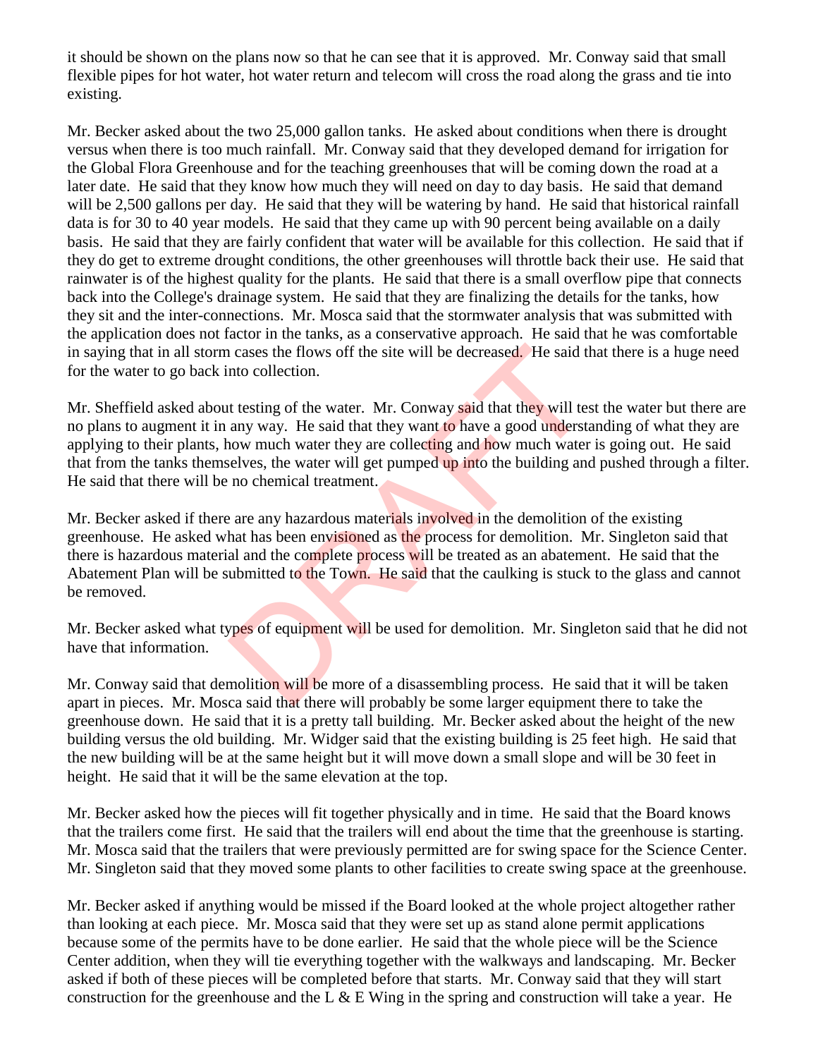it should be shown on the plans now so that he can see that it is approved. Mr. Conway said that small flexible pipes for hot water, hot water return and telecom will cross the road along the grass and tie into existing.

Mr. Becker asked about the two 25,000 gallon tanks. He asked about conditions when there is drought versus when there is too much rainfall. Mr. Conway said that they developed demand for irrigation for the Global Flora Greenhouse and for the teaching greenhouses that will be coming down the road at a later date. He said that they know how much they will need on day to day basis. He said that demand will be 2,500 gallons per day. He said that they will be watering by hand. He said that historical rainfall data is for 30 to 40 year models. He said that they came up with 90 percent being available on a daily basis. He said that they are fairly confident that water will be available for this collection. He said that if they do get to extreme drought conditions, the other greenhouses will throttle back their use. He said that rainwater is of the highest quality for the plants. He said that there is a small overflow pipe that connects back into the College's drainage system. He said that they are finalizing the details for the tanks, how they sit and the inter-connections. Mr. Mosca said that the stormwater analysis that was submitted with the application does not factor in the tanks, as a conservative approach. He said that he was comfortable in saying that in all storm cases the flows off the site will be decreased. He said that there is a huge need for the water to go back into collection.

Mr. Sheffield asked about testing of the water. Mr. Conway said that they will test the water but there are no plans to augment it in any way. He said that they want to have a good understanding of what they are applying to their plants, how much water they are collecting and how much water is going out. He said that from the tanks themselves, the water will get pumped up into the building and pushed through a filter. He said that there will be no chemical treatment.

Mr. Becker asked if there are any hazardous materials involved in the demolition of the existing greenhouse. He asked what has been envisioned as the process for demolition. Mr. Singleton said that there is hazardous material and the complete process will be treated as an abatement. He said that the Abatement Plan will be submitted to the Town. He said that the caulking is stuck to the glass and cannot be removed.

Mr. Becker asked what types of equipment will be used for demolition. Mr. Singleton said that he did not have that information.

Mr. Conway said that demolition will be more of a disassembling process. He said that it will be taken apart in pieces. Mr. Mosca said that there will probably be some larger equipment there to take the greenhouse down. He said that it is a pretty tall building. Mr. Becker asked about the height of the new building versus the old building. Mr. Widger said that the existing building is 25 feet high. He said that the new building will be at the same height but it will move down a small slope and will be 30 feet in height. He said that it will be the same elevation at the top.

Mr. Becker asked how the pieces will fit together physically and in time. He said that the Board knows that the trailers come first. He said that the trailers will end about the time that the greenhouse is starting. Mr. Mosca said that the trailers that were previously permitted are for swing space for the Science Center. Mr. Singleton said that they moved some plants to other facilities to create swing space at the greenhouse.

Mr. Becker asked if anything would be missed if the Board looked at the whole project altogether rather than looking at each piece. Mr. Mosca said that they were set up as stand alone permit applications because some of the permits have to be done earlier. He said that the whole piece will be the Science Center addition, when they will tie everything together with the walkways and landscaping. Mr. Becker asked if both of these pieces will be completed before that starts. Mr. Conway said that they will start construction for the greenhouse and the L & E Wing in the spring and construction will take a year. He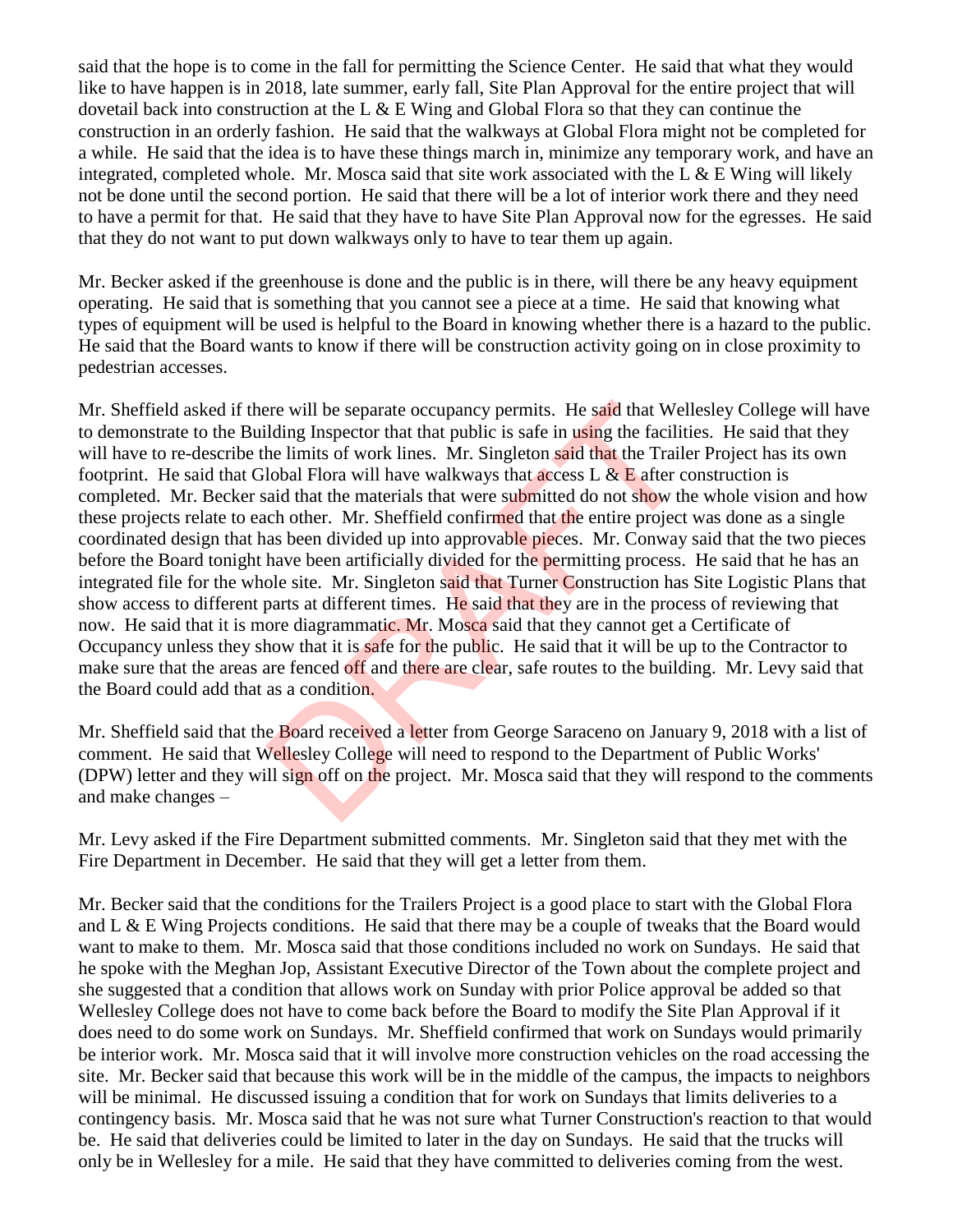said that the hope is to come in the fall for permitting the Science Center. He said that what they would like to have happen is in 2018, late summer, early fall, Site Plan Approval for the entire project that will dovetail back into construction at the L & E Wing and Global Flora so that they can continue the construction in an orderly fashion. He said that the walkways at Global Flora might not be completed for a while. He said that the idea is to have these things march in, minimize any temporary work, and have an integrated, completed whole. Mr. Mosca said that site work associated with the L & E Wing will likely not be done until the second portion. He said that there will be a lot of interior work there and they need to have a permit for that. He said that they have to have Site Plan Approval now for the egresses. He said that they do not want to put down walkways only to have to tear them up again.

Mr. Becker asked if the greenhouse is done and the public is in there, will there be any heavy equipment operating. He said that is something that you cannot see a piece at a time. He said that knowing what types of equipment will be used is helpful to the Board in knowing whether there is a hazard to the public. He said that the Board wants to know if there will be construction activity going on in close proximity to pedestrian accesses.

Mr. Sheffield asked if there will be separate occupancy permits. He said that Wellesley College will have to demonstrate to the Building Inspector that that public is safe in using the facilities. He said that they will have to re-describe the limits of work lines. Mr. Singleton said that the Trailer Project has its own footprint. He said that Global Flora will have walkways that access L & E after construction is completed. Mr. Becker said that the materials that were submitted do not show the whole vision and how these projects relate to each other. Mr. Sheffield confirmed that the entire project was done as a single coordinated design that has been divided up into approvable pieces. Mr. Conway said that the two pieces before the Board tonight have been artificially divided for the permitting process. He said that he has an integrated file for the whole site. Mr. Singleton said that Turner Construction has Site Logistic Plans that show access to different parts at different times. He said that they are in the process of reviewing that now. He said that it is more diagrammatic. Mr. Mosca said that they cannot get a Certificate of Occupancy unless they show that it is safe for the public. He said that it will be up to the Contractor to make sure that the areas are fenced off and there are clear, safe routes to the building. Mr. Levy said that the Board could add that as a condition.

Mr. Sheffield said that the Board received a letter from George Saraceno on January 9, 2018 with a list of comment. He said that Wellesley College will need to respond to the Department of Public Works' (DPW) letter and they will sign off on the project. Mr. Mosca said that they will respond to the comments and make changes –

Mr. Levy asked if the Fire Department submitted comments. Mr. Singleton said that they met with the Fire Department in December. He said that they will get a letter from them.

Mr. Becker said that the conditions for the Trailers Project is a good place to start with the Global Flora and L & E Wing Projects conditions. He said that there may be a couple of tweaks that the Board would want to make to them. Mr. Mosca said that those conditions included no work on Sundays. He said that he spoke with the Meghan Jop, Assistant Executive Director of the Town about the complete project and she suggested that a condition that allows work on Sunday with prior Police approval be added so that Wellesley College does not have to come back before the Board to modify the Site Plan Approval if it does need to do some work on Sundays. Mr. Sheffield confirmed that work on Sundays would primarily be interior work. Mr. Mosca said that it will involve more construction vehicles on the road accessing the site. Mr. Becker said that because this work will be in the middle of the campus, the impacts to neighbors will be minimal. He discussed issuing a condition that for work on Sundays that limits deliveries to a contingency basis. Mr. Mosca said that he was not sure what Turner Construction's reaction to that would be. He said that deliveries could be limited to later in the day on Sundays. He said that the trucks will only be in Wellesley for a mile. He said that they have committed to deliveries coming from the west.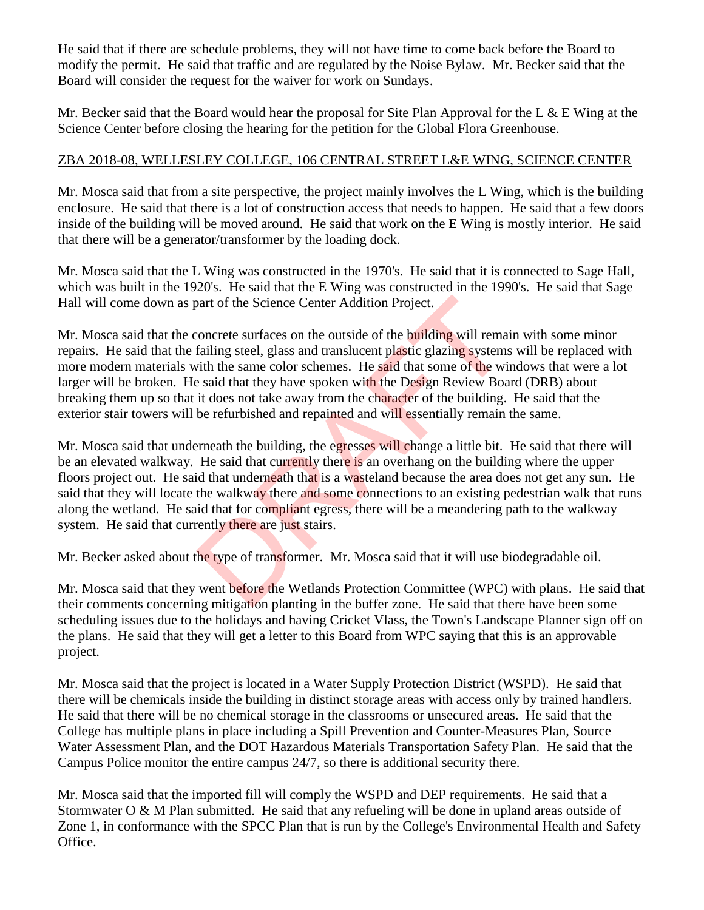He said that if there are schedule problems, they will not have time to come back before the Board to modify the permit. He said that traffic and are regulated by the Noise Bylaw. Mr. Becker said that the Board will consider the request for the waiver for work on Sundays.

Mr. Becker said that the Board would hear the proposal for Site Plan Approval for the L & E Wing at the Science Center before closing the hearing for the petition for the Global Flora Greenhouse.

ZBA 2018-08, WELLESLEY COLLEGE, 106 CENTRAL STREET L&E WING, SCIENCE CENTER

Mr. Mosca said that from a site perspective, the project mainly involves the L Wing, which is the building enclosure. He said that there is a lot of construction access that needs to happen. He said that a few doors inside of the building will be moved around. He said that work on the E Wing is mostly interior. He said that there will be a generator/transformer by the loading dock.

Mr. Mosca said that the L Wing was constructed in the 1970's. He said that it is connected to Sage Hall, which was built in the 1920's. He said that the E Wing was constructed in the 1990's. He said that Sage Hall will come down as part of the Science Center Addition Project.

Mr. Mosca said that the concrete surfaces on the outside of the building will remain with some minor repairs. He said that the failing steel, glass and translucent plastic glazing systems will be replaced with more modern materials with the same color schemes. He said that some of the windows that were a lot larger will be broken. He said that they have spoken with the Design Review Board (DRB) about breaking them up so that it does not take away from the character of the building. He said that the exterior stair towers will be refurbished and repainted and will essentially remain the same.

Mr. Mosca said that underneath the building, the egresses will change a little bit. He said that there will be an elevated walkway. He said that currently there is an overhang on the building where the upper floors project out. He said that underneath that is a wasteland because the area does not get any sun. He said that they will locate the walkway there and some connections to an existing pedestrian walk that runs along the wetland. He said that for compliant egress, there will be a meandering path to the walkway system. He said that currently there are just stairs.

Mr. Becker asked about the type of transformer. Mr. Mosca said that it will use biodegradable oil.

Mr. Mosca said that they went before the Wetlands Protection Committee (WPC) with plans. He said that their comments concerning mitigation planting in the buffer zone. He said that there have been some scheduling issues due to the holidays and having Cricket Vlass, the Town's Landscape Planner sign off on the plans. He said that they will get a letter to this Board from WPC saying that this is an approvable project.

Mr. Mosca said that the project is located in a Water Supply Protection District (WSPD). He said that there will be chemicals inside the building in distinct storage areas with access only by trained handlers. He said that there will be no chemical storage in the classrooms or unsecured areas. He said that the College has multiple plans in place including a Spill Prevention and Counter-Measures Plan, Source Water Assessment Plan, and the DOT Hazardous Materials Transportation Safety Plan. He said that the Campus Police monitor the entire campus 24/7, so there is additional security there.

Mr. Mosca said that the imported fill will comply the WSPD and DEP requirements. He said that a Stormwater O & M Plan submitted. He said that any refueling will be done in upland areas outside of Zone 1, in conformance with the SPCC Plan that is run by the College's Environmental Health and Safety Office.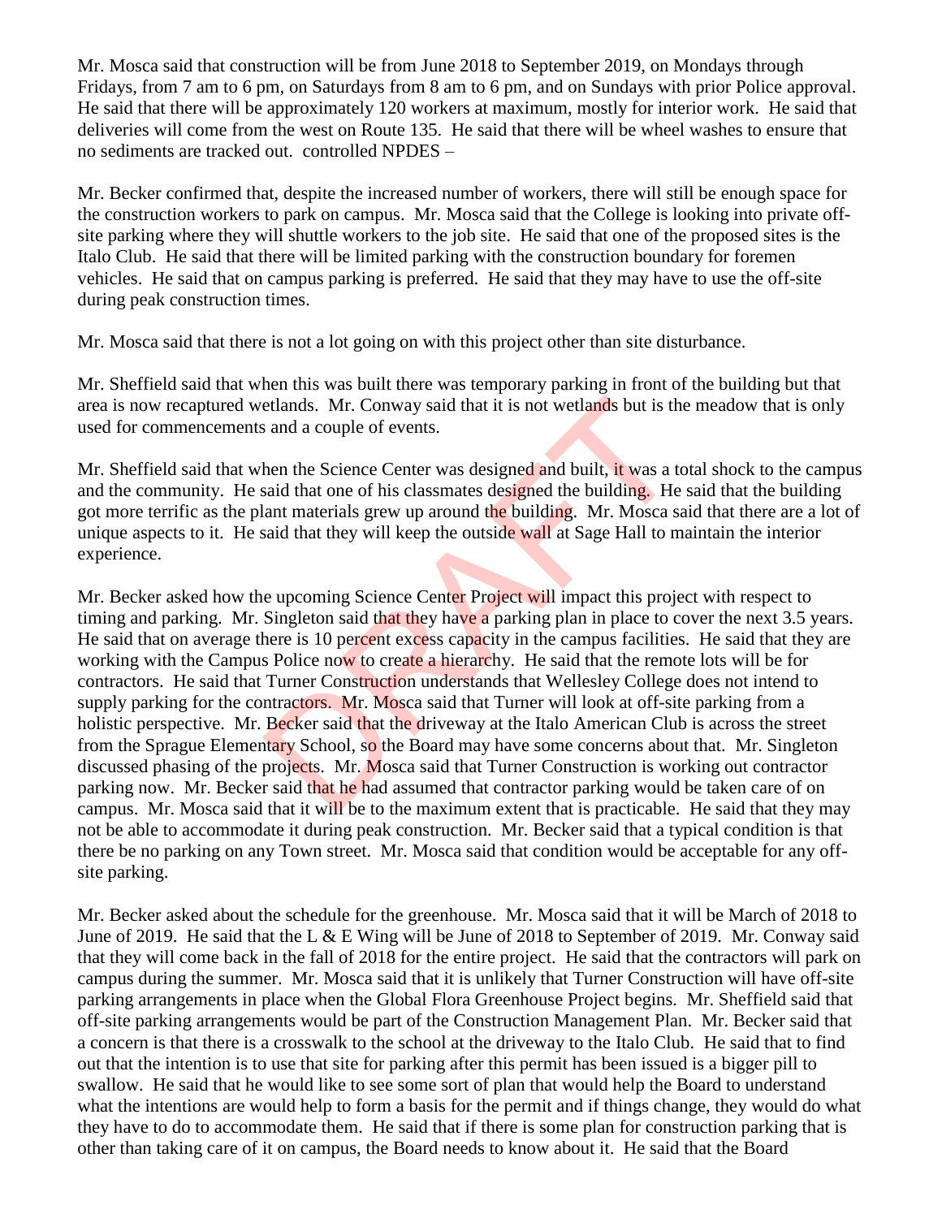Mr. Mosca said that construction will be from June 2018 to September 2019, on Mondays through Fridays, from 7 am to 6 pm, on Saturdays from 8 am to 6 pm, and on Sundays with prior Police approval. He said that there will be approximately 120 workers at maximum, mostly for interior work. He said that deliveries will come from the west on Route 135. He said that there will be wheel washes to ensure that no sediments are tracked out. controlled NPDES –

Mr. Becker confirmed that, despite the increased number of workers, there will still be enough space for the construction workers to park on campus. Mr. Mosca said that the College is looking into private off-site parking where they will shuttle workers to the job site. He said that one of the proposed sites is the Italo Club. He said that there will be limited parking with the construction boundary for foremen vehicles. He said that on campus parking is preferred. He said that they may have to use the off-site during peak construction times.

Mr. Mosca said that there is not a lot going on with this project other than site disturbance.

Mr. Sheffield said that when this was built there was temporary parking in front of the building but that area is now recaptured wetlands. Mr. Conway said that it is not wetlands but is the meadow that is only used for commencements and a couple of events.

Mr. Sheffield said that when the Science Center was designed and built, it was a total shock to the campus and the community. He said that one of his classmates designed the building. He said that the building got more terrific as the plant materials grew up around the building. Mr. Mosca said that there are a lot of unique aspects to it. He said that they will keep the outside wall at Sage Hall to maintain the interior experience.

Mr. Becker asked how the upcoming Science Center Project will impact this project with respect to timing and parking. Mr. Singleton said that they have a parking plan in place to cover the next 3.5 years. He said that on average there is 10 percent excess capacity in the campus facilities. He said that they are working with the Campus Police now to create a hierarchy. He said that the remote lots will be for contractors. He said that Turner Construction understands that Wellesley College does not intend to supply parking for the contractors. Mr. Mosca said that Turner will look at off-site parking from a holistic perspective. Mr. Becker said that the driveway at the Italo American Club is across the street from the Sprague Elementary School, so the Board may have some concerns about that. Mr. Singleton discussed phasing of the projects. Mr. Mosca said that Turner Construction is working out contractor parking now. Mr. Becker said that he had assumed that contractor parking would be taken care of on campus. Mr. Mosca said that it will be to the maximum extent that is practicable. He said that they may not be able to accommodate it during peak construction. Mr. Becker said that a typical condition is that there be no parking on any Town street. Mr. Mosca said that condition would be acceptable for any off-site parking.

Mr. Becker asked about the schedule for the greenhouse. Mr. Mosca said that it will be March of 2018 to June of 2019. He said that the L & E Wing will be June of 2018 to September of 2019. Mr. Conway said that they will come back in the fall of 2018 for the entire project. He said that the contractors will park on campus during the summer. Mr. Mosca said that it is unlikely that Turner Construction will have off-site parking arrangements in place when the Global Flora Greenhouse Project begins. Mr. Sheffield said that off-site parking arrangements would be part of the Construction Management Plan. Mr. Becker said that a concern is that there is a crosswalk to the school at the driveway to the Italo Club. He said that to find out that the intention is to use that site for parking after this permit has been issued is a bigger pill to swallow. He said that he would like to see some sort of plan that would help the Board to understand what the intentions are would help to form a basis for the permit and if things change, they would do what they have to do to accommodate them. He said that if there is some plan for construction parking that is other than taking care of it on campus, the Board needs to know about it. He said that the Board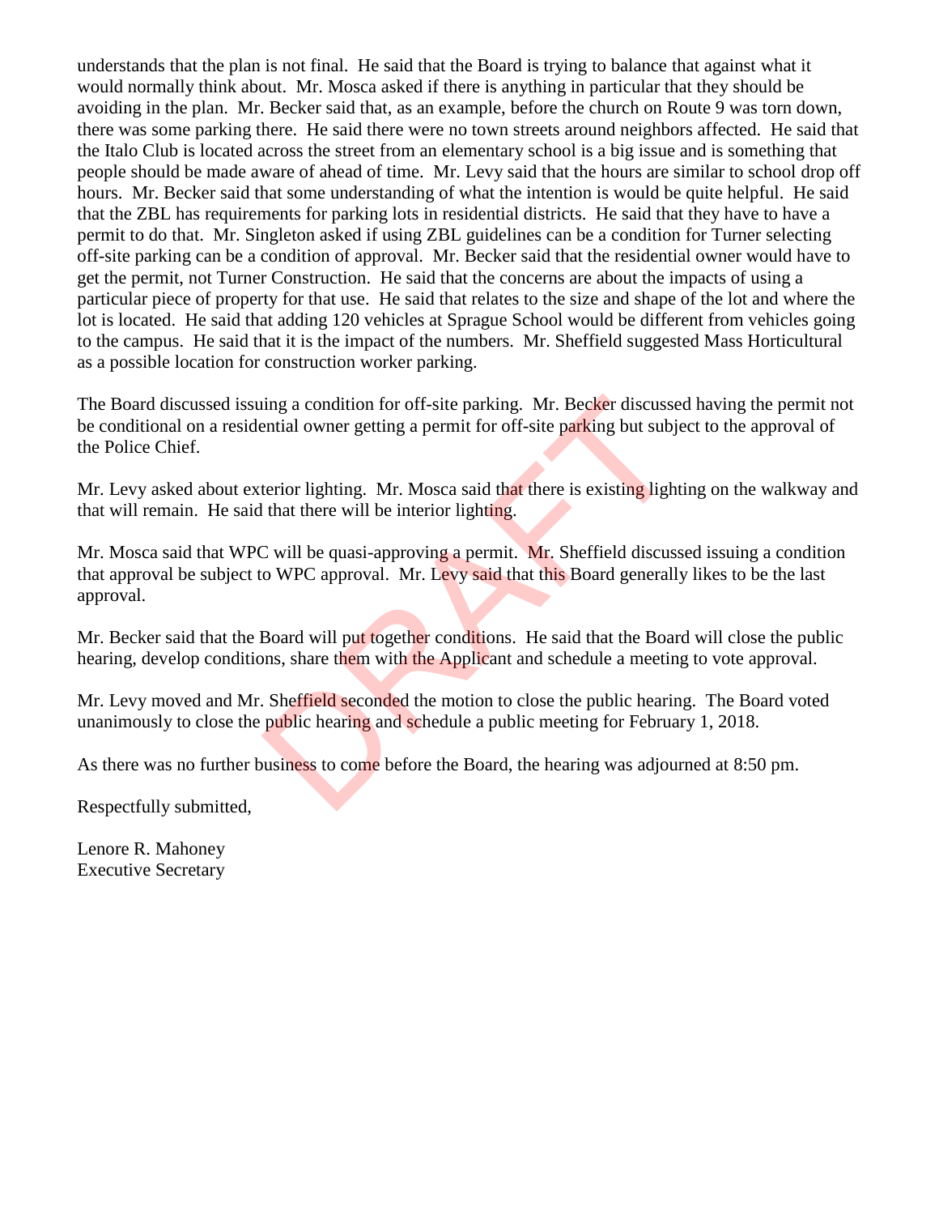understands that the plan is not final. He said that the Board is trying to balance that against what it would normally think about. Mr. Mosca asked if there is anything in particular that they should be avoiding in the plan. Mr. Becker said that, as an example, before the church on Route 9 was torn down, there was some parking there. He said there were no town streets around neighbors affected. He said that the Italo Club is located across the street from an elementary school is a big issue and is something that people should be made aware of ahead of time. Mr. Levy said that the hours are similar to school drop off hours. Mr. Becker said that some understanding of what the intention is would be quite helpful. He said that the ZBL has requirements for parking lots in residential districts. He said that they have to have a permit to do that. Mr. Singleton asked if using ZBL guidelines can be a condition for Turner selecting off-site parking can be a condition of approval. Mr. Becker said that the residential owner would have to get the permit, not Turner Construction. He said that the concerns are about the impacts of using a particular piece of property for that use. He said that relates to the size and shape of the lot and where the lot is located. He said that adding 120 vehicles at Sprague School would be different from vehicles going to the campus. He said that it is the impact of the numbers. Mr. Sheffield suggested Mass Horticultural as a possible location for construction worker parking.

The Board discussed issuing a condition for off-site parking. Mr. Becker discussed having the permit not be conditional on a residential owner getting a permit for off-site parking but subject to the approval of the Police Chief.

Mr. Levy asked about exterior lighting. Mr. Mosca said that there is existing lighting on the walkway and that will remain. He said that there will be interior lighting.

Mr. Mosca said that WPC will be quasi-approving a permit. Mr. Sheffield discussed issuing a condition that approval be subject to WPC approval. Mr. Levy said that this Board generally likes to be the last approval.

Mr. Becker said that the Board will put together conditions. He said that the Board will close the public hearing, develop conditions, share them with the Applicant and schedule a meeting to vote approval.

Mr. Levy moved and Mr. Sheffield seconded the motion to close the public hearing. The Board voted unanimously to close the public hearing and schedule a public meeting for February 1, 2018.

As there was no further business to come before the Board, the hearing was adjourned at 8:50 pm.

Respectfully submitted,

Lenore R. Mahoney
Executive Secretary